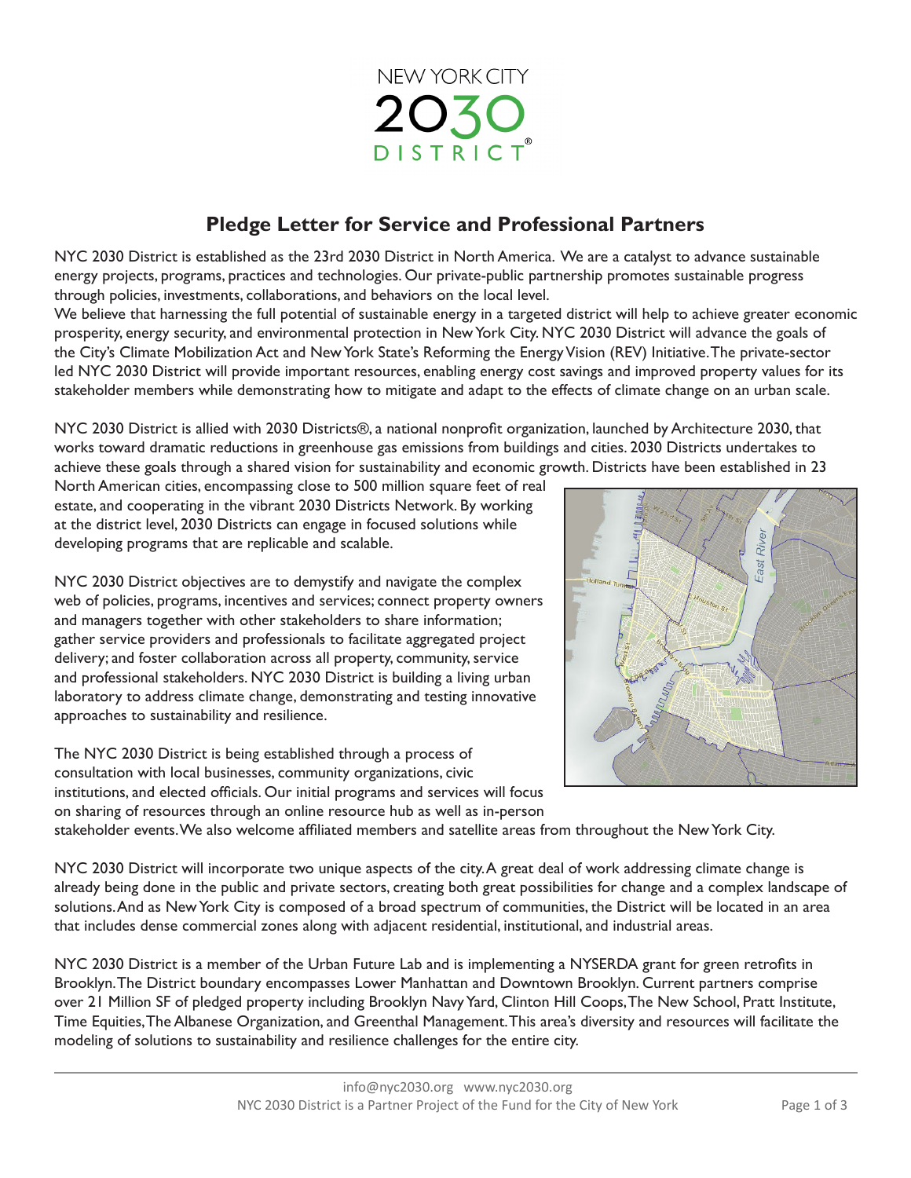NEW YORK CITY
2030
DISTRICT®

## Pledge Letter for Service and Professional Partners

NYC 2030 District is established as the 23rd 2030 District in North America. We are a catalyst to advance sustainable energy projects, programs, practices and technologies. Our private-public partnership promotes sustainable progress through policies, investments, collaborations, and behaviors on the local level.
We believe that harnessing the full potential of sustainable energy in a targeted district will help to achieve greater economic prosperity, energy security, and environmental protection in New York City. NYC 2030 District will advance the goals of the City's Climate Mobilization Act and New York State's Reforming the Energy Vision (REV) Initiative. The private-sector led NYC 2030 District will provide important resources, enabling energy cost savings and improved property values for its stakeholder members while demonstrating how to mitigate and adapt to the effects of climate change on an urban scale.

NYC 2030 District is allied with 2030 Districts®, a national nonprofit organization, launched by Architecture 2030, that works toward dramatic reductions in greenhouse gas emissions from buildings and cities. 2030 Districts undertakes to achieve these goals through a shared vision for sustainability and economic growth. Districts have been established in 23 North American cities, encompassing close to 500 million square feet of real estate, and cooperating in the vibrant 2030 Districts Network. By working at the district level, 2030 Districts can engage in focused solutions while developing programs that are replicable and scalable.

NYC 2030 District objectives are to demystify and navigate the complex web of policies, programs, incentives and services; connect property owners and managers together with other stakeholders to share information; gather service providers and professionals to facilitate aggregated project delivery; and foster collaboration across all property, community, service and professional stakeholders. NYC 2030 District is building a living urban laboratory to address climate change, demonstrating and testing innovative approaches to sustainability and resilience.

The NYC 2030 District is being established through a process of consultation with local businesses, community organizations, civic institutions, and elected officials. Our initial programs and services will focus on sharing of resources through an online resource hub as well as in-person stakeholder events. We also welcome affiliated members and satellite areas from throughout the New York City.

NYC 2030 District will incorporate two unique aspects of the city. A great deal of work addressing climate change is already being done in the public and private sectors, creating both great possibilities for change and a complex landscape of solutions. And as New York City is composed of a broad spectrum of communities, the District will be located in an area that includes dense commercial zones along with adjacent residential, institutional, and industrial areas.

NYC 2030 District is a member of the Urban Future Lab and is implementing a NYSERDA grant for green retrofits in Brooklyn. The District boundary encompasses Lower Manhattan and Downtown Brooklyn. Current partners comprise over 21 Million SF of pledged property including Brooklyn Navy Yard, Clinton Hill Coops, The New School, Pratt Institute, Time Equities, The Albanese Organization, and Greenthal Management. This area's diversity and resources will facilitate the modeling of solutions to sustainability and resilience challenges for the entire city.

info@nyc2030.org www.nyc2030.org
NYC 2030 District is a Partner Project of the Fund for the City of New York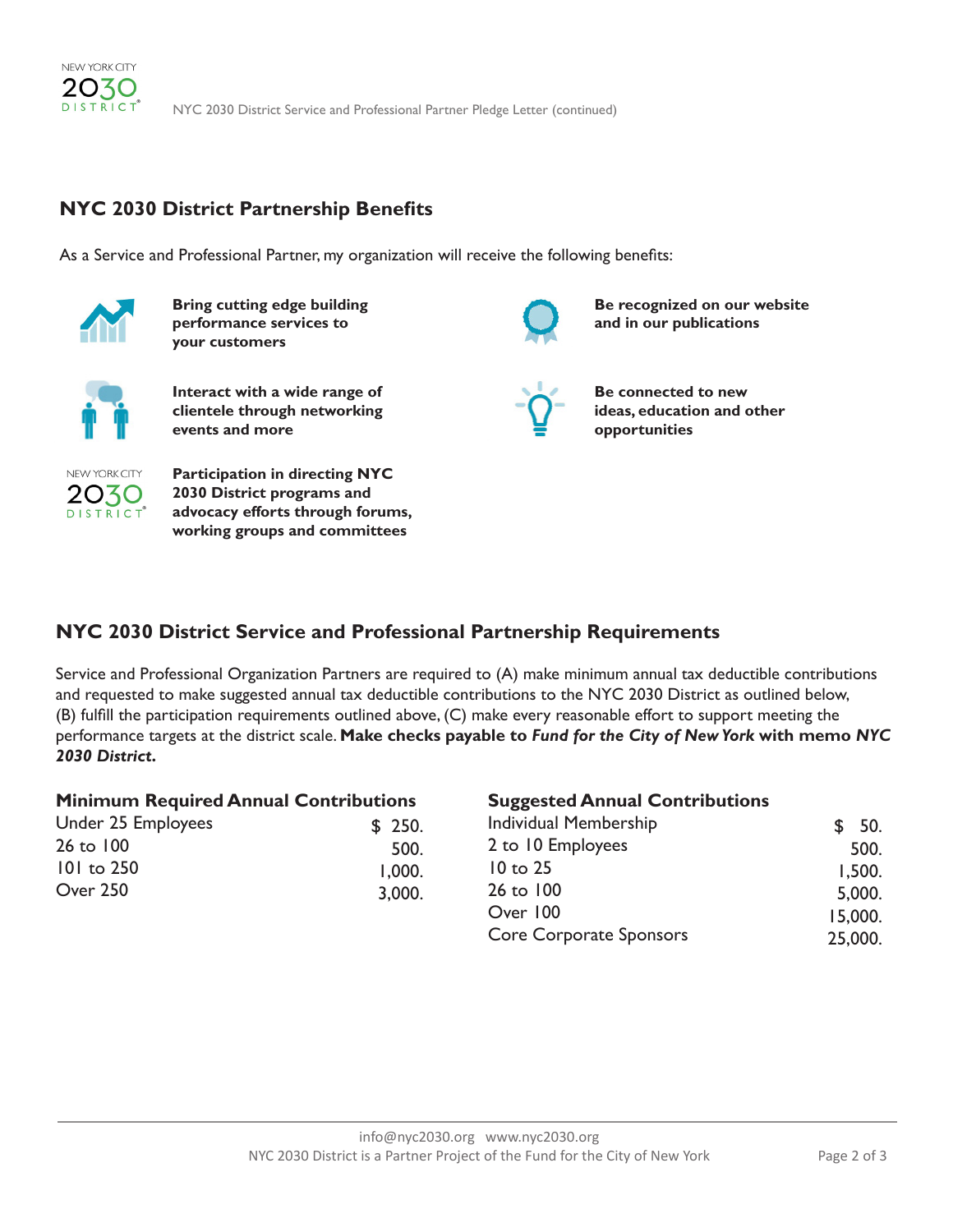## NYC 2030 District Partnership Benefits

As a Service and Professional Partner, my organization will receive the following benefits:

- **Bring cutting edge building performance services to your customers**
- **Be recognized on our website and in our publications**
- **Interact with a wide range of clientele through networking events and more**
- **Be connected to new ideas, education and other opportunities**
- **Participation in directing NYC 2030 District programs and advocacy efforts through forums, working groups and committees**

## NYC 2030 District Service and Professional Partnership Requirements

Service and Professional Organization Partners are required to (A) make minimum annual tax deductible contributions and requested to make suggested annual tax deductible contributions to the NYC 2030 District as outlined below, (B) fulfill the participation requirements outlined above, (C) make every reasonable effort to support meeting the performance targets at the district scale. **Make checks payable to *Fund for the City of New York* with memo *NYC 2030 District*.**

### Minimum Required Annual Contributions

| | |
|---|---|
| Under 25 Employees | $ 250. |
| 26 to 100 | 500. |
| 101 to 250 | 1,000. |
| Over 250 | 3,000. |

### Suggested Annual Contributions

| | |
|---|---|
| Individual Membership | $ 50. |
| 2 to 10 Employees | 500. |
| 10 to 25 | 1,500. |
| 26 to 100 | 5,000. |
| Over 100 | 15,000. |
| Core Corporate Sponsors | 25,000. |

info@nyc2030.org www.nyc2030.org

NYC 2030 District is a Partner Project of the Fund for the City of New York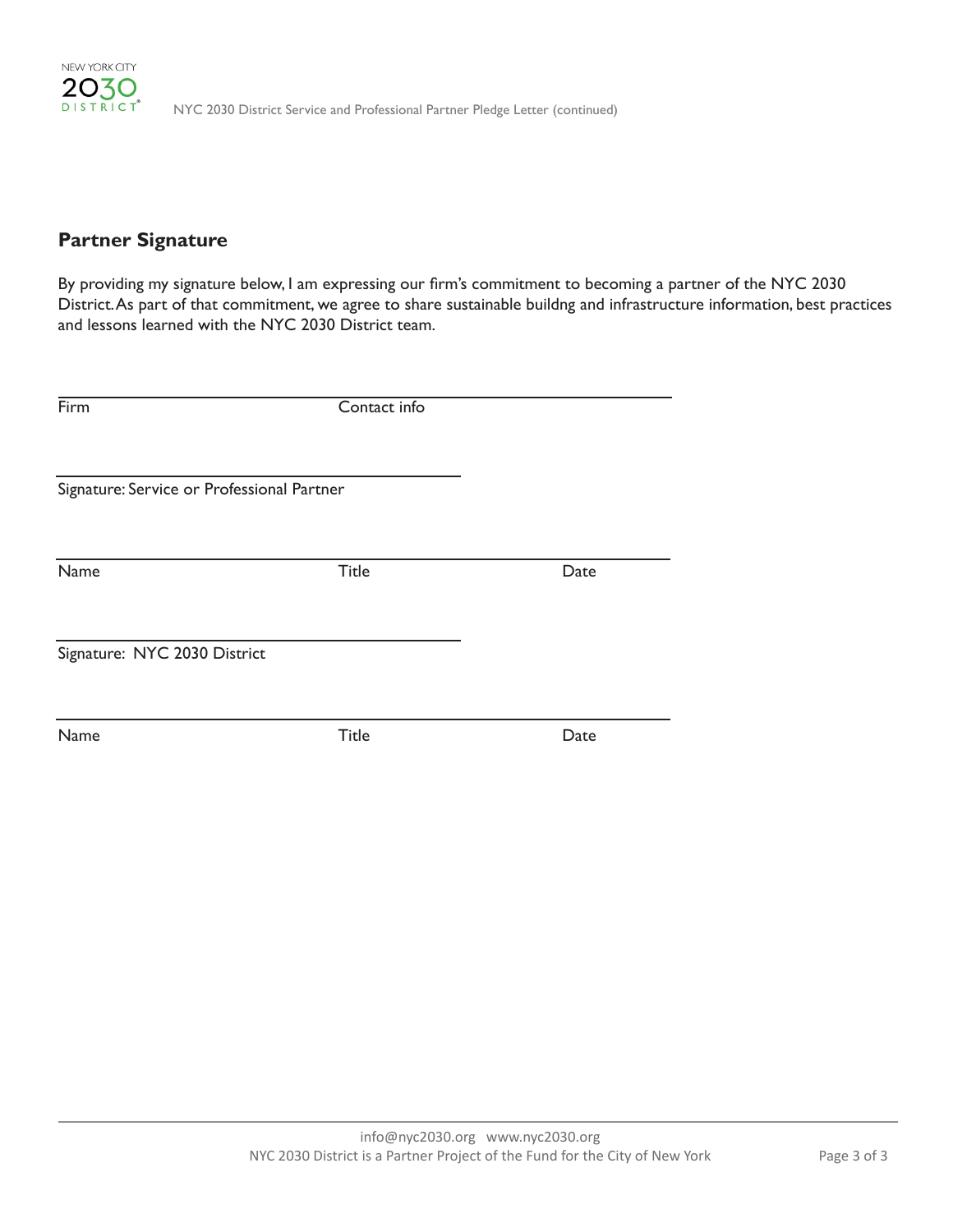## Partner Signature

By providing my signature below, I am expressing our firm's commitment to becoming a partner of the NYC 2030 District. As part of that commitment, we agree to share sustainable buildng and infrastructure information, best practices and lessons learned with the NYC 2030 District team.

Firm Contact info

Signature: Service or Professional Partner

Name Title Date

Signature: NYC 2030 District

Name Title Date

info@nyc2030.org www.nyc2030.org
NYC 2030 District is a Partner Project of the Fund for the City of New York